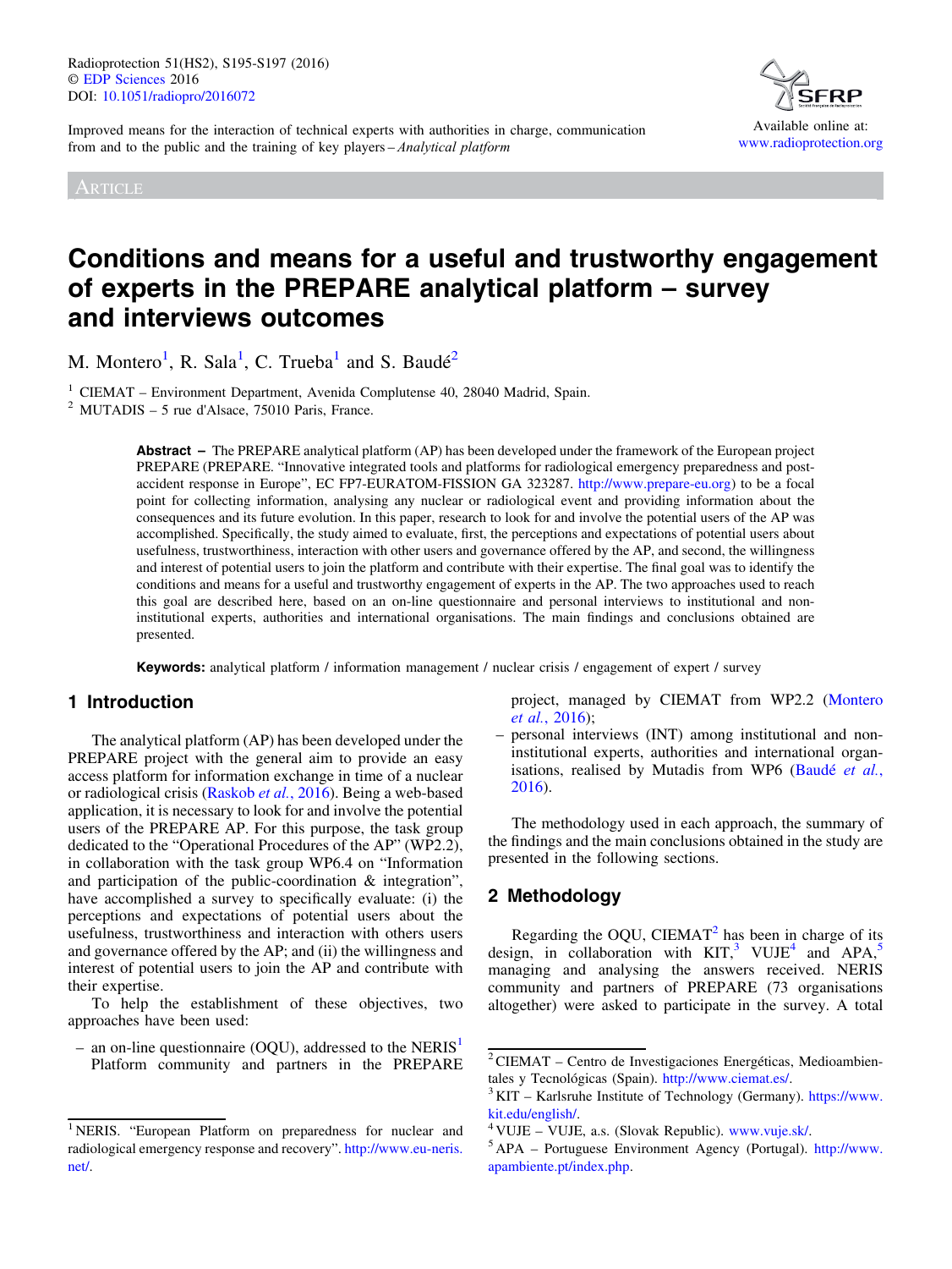Improved means for the interaction of technical experts with authorities in charge, communication from and to the public and the training of key players – *Analytical platform*

Article

# Conditions and means for a useful and trustworthy engagement of experts in the PREPARE analytical platform – survey and interviews outcomes

M. Montero[1], R. Sala[1], C. Trueba[1] and S. Baudé[2]

[1] CIEMAT – Environment Department, Avenida Complutense 40, 28040 Madrid, Spain.
[2] MUTADIS – 5 rue d'Alsace, 75010 Paris, France.

**Abstract –** The PREPARE analytical platform (AP) has been developed under the framework of the European project PREPARE (PREPARE. "Innovative integrated tools and platforms for radiological emergency preparedness and post-accident response in Europe", EC FP7-EURATOM-FISSION GA 323287. http://www.prepare-eu.org) to be a focal point for collecting information, analysing any nuclear or radiological event and providing information about the consequences and its future evolution. In this paper, research to look for and involve the potential users of the AP was accomplished. Specifically, the study aimed to evaluate, first, the perceptions and expectations of potential users about usefulness, trustworthiness, interaction with other users and governance offered by the AP, and second, the willingness and interest of potential users to join the platform and contribute with their expertise. The final goal was to identify the conditions and means for a useful and trustworthy engagement of experts in the AP. The two approaches used to reach this goal are described here, based on an on-line questionnaire and personal interviews to institutional and non-institutional experts, authorities and international organisations. The main findings and conclusions obtained are presented.

**Keywords:** analytical platform / information management / nuclear crisis / engagement of expert / survey

## 1 Introduction

The analytical platform (AP) has been developed under the PREPARE project with the general aim to provide an easy access platform for information exchange in time of a nuclear or radiological crisis (Raskob *et al.*, 2016). Being a web-based application, it is necessary to look for and involve the potential users of the PREPARE AP. For this purpose, the task group dedicated to the "Operational Procedures of the AP" (WP2.2), in collaboration with the task group WP6.4 on "Information and participation of the public-coordination & integration", have accomplished a survey to specifically evaluate: (i) the perceptions and expectations of potential users about the usefulness, trustworthiness and interaction with others users and governance offered by the AP; and (ii) the willingness and interest of potential users to join the AP and contribute with their expertise.

To help the establishment of these objectives, two approaches have been used:

- an on-line questionnaire (OQU), addressed to the NERIS[1] Platform community and partners in the PREPARE project, managed by CIEMAT from WP2.2 (Montero *et al.*, 2016);
- personal interviews (INT) among institutional and non-institutional experts, authorities and international organisations, realised by Mutadis from WP6 (Baudé *et al.*, 2016).

The methodology used in each approach, the summary of the findings and the main conclusions obtained in the study are presented in the following sections.

## 2 Methodology

Regarding the OQU, CIEMAT[2] has been in charge of its design, in collaboration with KIT,[3] VUJE[4] and APA,[5] managing and analysing the answers received. NERIS community and partners of PREPARE (73 organisations altogether) were asked to participate in the survey. A total

[1] NERIS. "European Platform on preparedness for nuclear and radiological emergency response and recovery". http://www.eu-neris.net/.

[2] CIEMAT – Centro de Investigaciones Energéticas, Medioambientales y Tecnológicas (Spain). http://www.ciemat.es/.

[3] KIT – Karlsruhe Institute of Technology (Germany). https://www.kit.edu/english/.

[4] VUJE – VUJE, a.s. (Slovak Republic). www.vuje.sk/.

[5] APA – Portuguese Environment Agency (Portugal). http://www.apambiente.pt/index.php.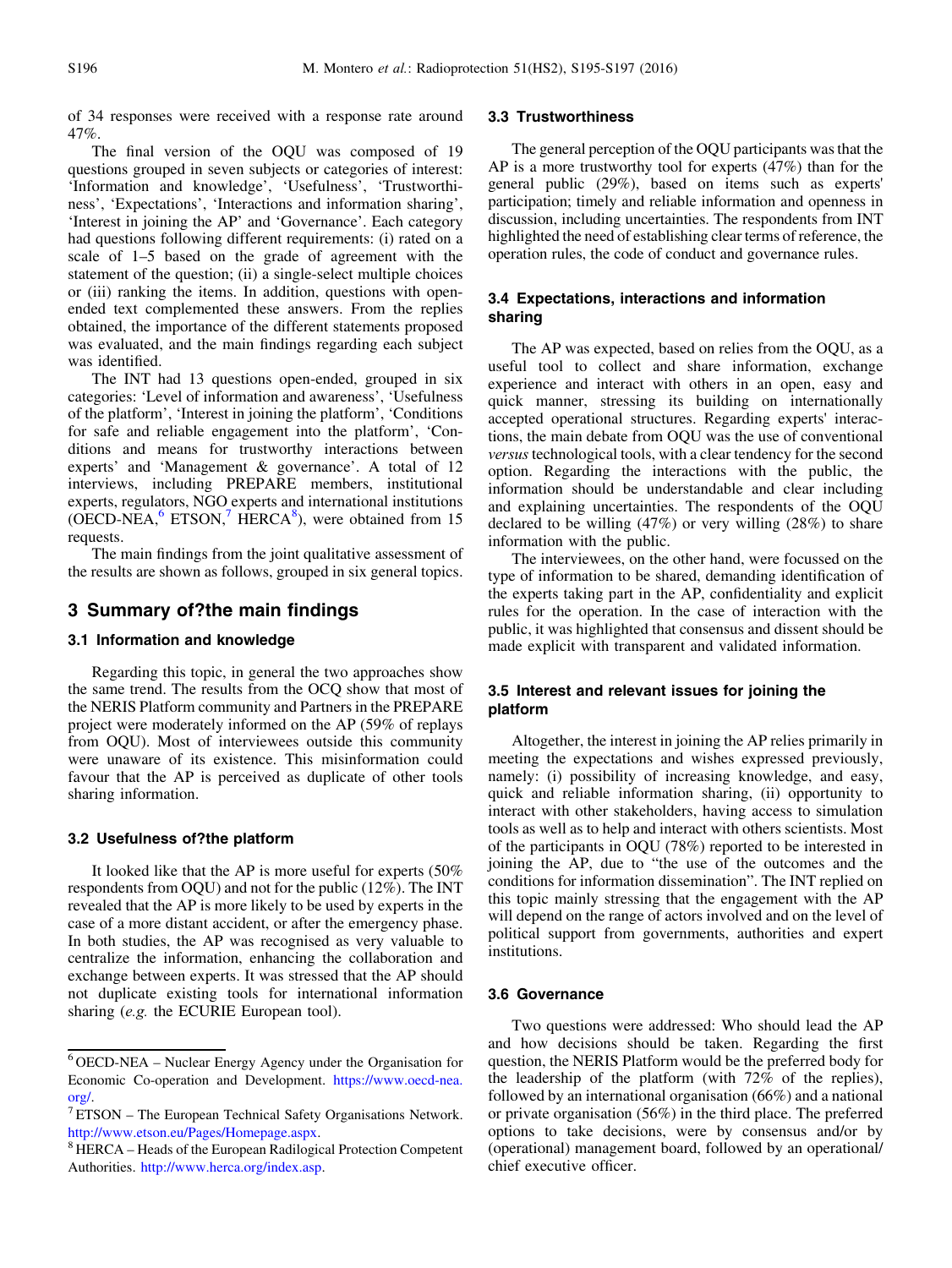of 34 responses were received with a response rate around 47%.

The final version of the OQU was composed of 19 questions grouped in seven subjects or categories of interest: 'Information and knowledge', 'Usefulness', 'Trustworthiness', 'Expectations', 'Interactions and information sharing', 'Interest in joining the AP' and 'Governance'. Each category had questions following different requirements: (i) rated on a scale of 1–5 based on the grade of agreement with the statement of the question; (ii) a single-select multiple choices or (iii) ranking the items. In addition, questions with open-ended text complemented these answers. From the replies obtained, the importance of the different statements proposed was evaluated, and the main findings regarding each subject was identified.

The INT had 13 questions open-ended, grouped in six categories: 'Level of information and awareness', 'Usefulness of the platform', 'Interest in joining the platform', 'Conditions for safe and reliable engagement into the platform', 'Conditions and means for trustworthy interactions between experts' and 'Management & governance'. A total of 12 interviews, including PREPARE members, institutional experts, regulators, NGO experts and international institutions (OECD-NEA,[6] ETSON,[7] HERCA[8]), were obtained from 15 requests.

The main findings from the joint qualitative assessment of the results are shown as follows, grouped in six general topics.

## 3 Summary of?the main findings

### 3.1 Information and knowledge

Regarding this topic, in general the two approaches show the same trend. The results from the OCQ show that most of the NERIS Platform community and Partners in the PREPARE project were moderately informed on the AP (59% of replays from OQU). Most of interviewees outside this community were unaware of its existence. This misinformation could favour that the AP is perceived as duplicate of other tools sharing information.

### 3.2 Usefulness of?the platform

It looked like that the AP is more useful for experts (50% respondents from OQU) and not for the public (12%). The INT revealed that the AP is more likely to be used by experts in the case of a more distant accident, or after the emergency phase. In both studies, the AP was recognised as very valuable to centralize the information, enhancing the collaboration and exchange between experts. It was stressed that the AP should not duplicate existing tools for international information sharing (*e.g.* the ECURIE European tool).

### 3.3 Trustworthiness

The general perception of the OQU participants was that the AP is a more trustworthy tool for experts (47%) than for the general public (29%), based on items such as experts' participation; timely and reliable information and openness in discussion, including uncertainties. The respondents from INT highlighted the need of establishing clear terms of reference, the operation rules, the code of conduct and governance rules.

### 3.4 Expectations, interactions and information sharing

The AP was expected, based on relies from the OQU, as a useful tool to collect and share information, exchange experience and interact with others in an open, easy and quick manner, stressing its building on internationally accepted operational structures. Regarding experts' interactions, the main debate from OQU was the use of conventional *versus* technological tools, with a clear tendency for the second option. Regarding the interactions with the public, the information should be understandable and clear including and explaining uncertainties. The respondents of the OQU declared to be willing (47%) or very willing (28%) to share information with the public.

The interviewees, on the other hand, were focussed on the type of information to be shared, demanding identification of the experts taking part in the AP, confidentiality and explicit rules for the operation. In the case of interaction with the public, it was highlighted that consensus and dissent should be made explicit with transparent and validated information.

### 3.5 Interest and relevant issues for joining the platform

Altogether, the interest in joining the AP relies primarily in meeting the expectations and wishes expressed previously, namely: (i) possibility of increasing knowledge, and easy, quick and reliable information sharing, (ii) opportunity to interact with other stakeholders, having access to simulation tools as well as to help and interact with others scientists. Most of the participants in OQU (78%) reported to be interested in joining the AP, due to "the use of the outcomes and the conditions for information dissemination". The INT replied on this topic mainly stressing that the engagement with the AP will depend on the range of actors involved and on the level of political support from governments, authorities and expert institutions.

### 3.6 Governance

Two questions were addressed: Who should lead the AP and how decisions should be taken. Regarding the first question, the NERIS Platform would be the preferred body for the leadership of the platform (with 72% of the replies), followed by an international organisation (66%) and a national or private organisation (56%) in the third place. The preferred options to take decisions, were by consensus and/or by (operational) management board, followed by an operational/chief executive officer.

---

[6] OECD-NEA – Nuclear Energy Agency under the Organisation for Economic Co-operation and Development. https://www.oecd-nea.org/.

[7] ETSON – The European Technical Safety Organisations Network. http://www.etson.eu/Pages/Homepage.aspx.

[8] HERCA – Heads of the European Radilogical Protection Competent Authorities. http://www.herca.org/index.asp.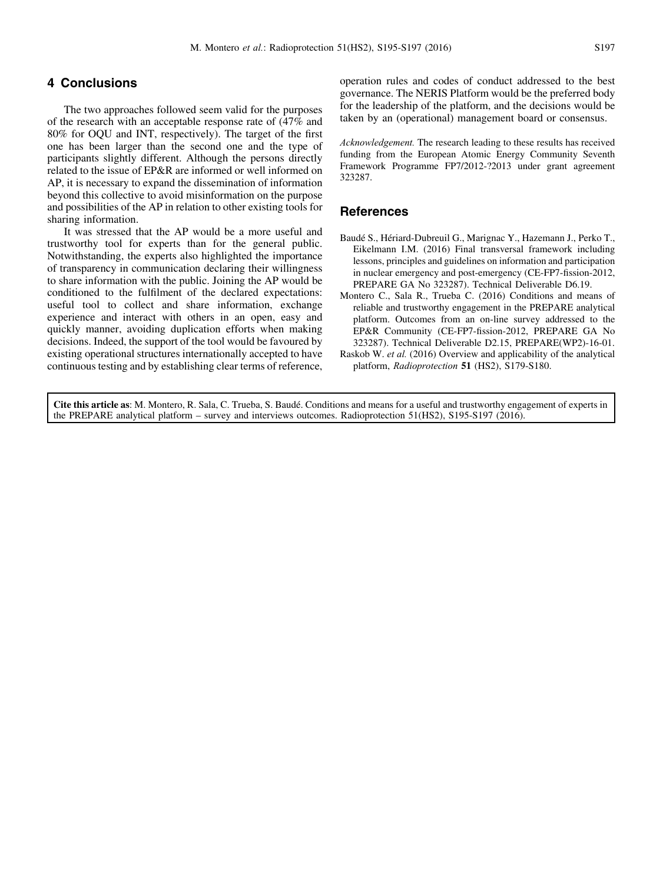## 4 Conclusions

The two approaches followed seem valid for the purposes of the research with an acceptable response rate of (47% and 80% for OQU and INT, respectively). The target of the first one has been larger than the second one and the type of participants slightly different. Although the persons directly related to the issue of EP&R are informed or well informed on AP, it is necessary to expand the dissemination of information beyond this collective to avoid misinformation on the purpose and possibilities of the AP in relation to other existing tools for sharing information.

It was stressed that the AP would be a more useful and trustworthy tool for experts than for the general public. Notwithstanding, the experts also highlighted the importance of transparency in communication declaring their willingness to share information with the public. Joining the AP would be conditioned to the fulfilment of the declared expectations: useful tool to collect and share information, exchange experience and interact with others in an open, easy and quickly manner, avoiding duplication efforts when making decisions. Indeed, the support of the tool would be favoured by existing operational structures internationally accepted to have continuous testing and by establishing clear terms of reference, operation rules and codes of conduct addressed to the best governance. The NERIS Platform would be the preferred body for the leadership of the platform, and the decisions would be taken by an (operational) management board or consensus.

*Acknowledgement.* The research leading to these results has received funding from the European Atomic Energy Community Seventh Framework Programme FP7/2012-?2013 under grant agreement 323287.

## References

Baudé S., Hériard-Dubreuil G., Marignac Y., Hazemann J., Perko T., Eikelmann I.M. (2016) Final transversal framework including lessons, principles and guidelines on information and participation in nuclear emergency and post-emergency (CE-FP7-fission-2012, PREPARE GA No 323287). Technical Deliverable D6.19.

Montero C., Sala R., Trueba C. (2016) Conditions and means of reliable and trustworthy engagement in the PREPARE analytical platform. Outcomes from an on-line survey addressed to the EP&R Community (CE-FP7-fission-2012, PREPARE GA No 323287). Technical Deliverable D2.15, PREPARE(WP2)-16-01.

Raskob W. *et al.* (2016) Overview and applicability of the analytical platform, *Radioprotection* **51** (HS2), S179-S180.

**Cite this article as**: M. Montero, R. Sala, C. Trueba, S. Baudé. Conditions and means for a useful and trustworthy engagement of experts in the PREPARE analytical platform – survey and interviews outcomes. Radioprotection 51(HS2), S195-S197 (2016).